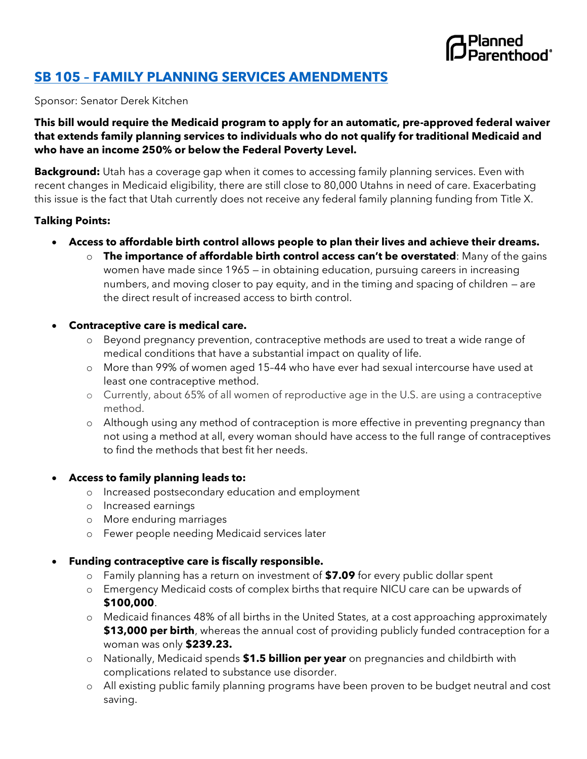Planned Parenthood®

## [SB 105 – FAMILY PLANNING SERVICES AMENDMENTS]

Sponsor: Senator Derek Kitchen

**This bill would require the Medicaid program to apply for an automatic, pre-approved federal waiver that extends family planning services to individuals who do not qualify for traditional Medicaid and who have an income 250% or below the Federal Poverty Level.**

**Background:** Utah has a coverage gap when it comes to accessing family planning services. Even with recent changes in Medicaid eligibility, there are still close to 80,000 Utahns in need of care. Exacerbating this issue is the fact that Utah currently does not receive any federal family planning funding from Title X.

**Talking Points:**

- **Access to affordable birth control allows people to plan their lives and achieve their dreams.**
  - **The importance of affordable birth control access can't be overstated**: Many of the gains women have made since 1965 — in obtaining education, pursuing careers in increasing numbers, and moving closer to pay equity, and in the timing and spacing of children — are the direct result of increased access to birth control.

- **Contraceptive care is medical care.**
  - Beyond pregnancy prevention, contraceptive methods are used to treat a wide range of medical conditions that have a substantial impact on quality of life.
  - More than 99% of women aged 15–44 who have ever had sexual intercourse have used at least one contraceptive method.
  - Currently, about 65% of all women of reproductive age in the U.S. are using a contraceptive method.
  - Although using any method of contraception is more effective in preventing pregnancy than not using a method at all, every woman should have access to the full range of contraceptives to find the methods that best fit her needs.

- **Access to family planning leads to:**
  - Increased postsecondary education and employment
  - Increased earnings
  - More enduring marriages
  - Fewer people needing Medicaid services later

- **Funding contraceptive care is fiscally responsible.**
  - Family planning has a return on investment of **$7.09** for every public dollar spent
  - Emergency Medicaid costs of complex births that require NICU care can be upwards of **$100,000**.
  - Medicaid finances 48% of all births in the United States, at a cost approaching approximately **$13,000 per birth**, whereas the annual cost of providing publicly funded contraception for a woman was only **$239.23.**
  - Nationally, Medicaid spends **$1.5 billion per year** on pregnancies and childbirth with complications related to substance use disorder.
  - All existing public family planning programs have been proven to be budget neutral and cost saving.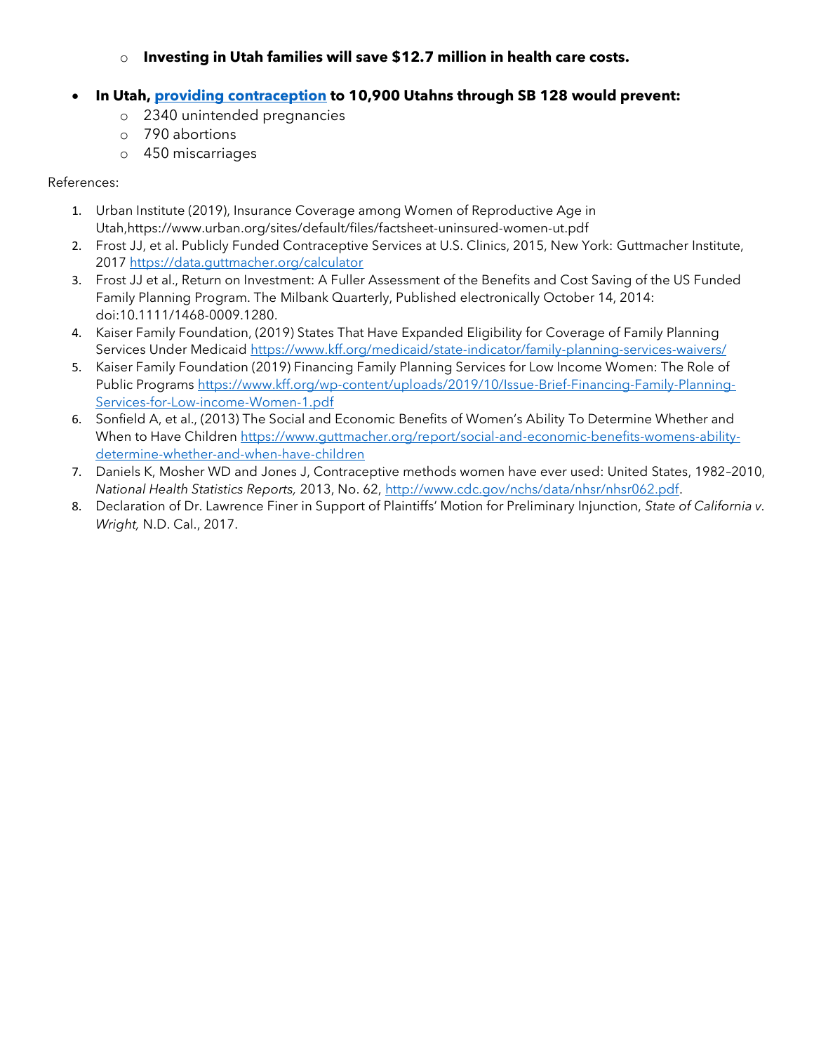- **Investing in Utah families will save $12.7 million in health care costs.**

- **In Utah, [providing contraception](https://data.guttmacher.org/calculator) to 10,900 Utahns through SB 128 would prevent:**
  - 2340 unintended pregnancies
  - 790 abortions
  - 450 miscarriages

References:

1. Urban Institute (2019), Insurance Coverage among Women of Reproductive Age in Utah,https://www.urban.org/sites/default/files/factsheet-uninsured-women-ut.pdf
2. Frost JJ, et al. Publicly Funded Contraceptive Services at U.S. Clinics, 2015, New York: Guttmacher Institute, 2017 https://data.guttmacher.org/calculator
3. Frost JJ et al., Return on Investment: A Fuller Assessment of the Benefits and Cost Saving of the US Funded Family Planning Program. The Milbank Quarterly, Published electronically October 14, 2014: doi:10.1111/1468-0009.1280.
4. Kaiser Family Foundation, (2019) States That Have Expanded Eligibility for Coverage of Family Planning Services Under Medicaid https://www.kff.org/medicaid/state-indicator/family-planning-services-waivers/
5. Kaiser Family Foundation (2019) Financing Family Planning Services for Low Income Women: The Role of Public Programs https://www.kff.org/wp-content/uploads/2019/10/Issue-Brief-Financing-Family-Planning-Services-for-Low-income-Women-1.pdf
6. Sonfield A, et al., (2013) The Social and Economic Benefits of Women's Ability To Determine Whether and When to Have Children https://www.guttmacher.org/report/social-and-economic-benefits-womens-ability-determine-whether-and-when-have-children
7. Daniels K, Mosher WD and Jones J, Contraceptive methods women have ever used: United States, 1982–2010, *National Health Statistics Reports,* 2013, No. 62, http://www.cdc.gov/nchs/data/nhsr/nhsr062.pdf.
8. Declaration of Dr. Lawrence Finer in Support of Plaintiffs' Motion for Preliminary Injunction, *State of California v. Wright,* N.D. Cal., 2017.